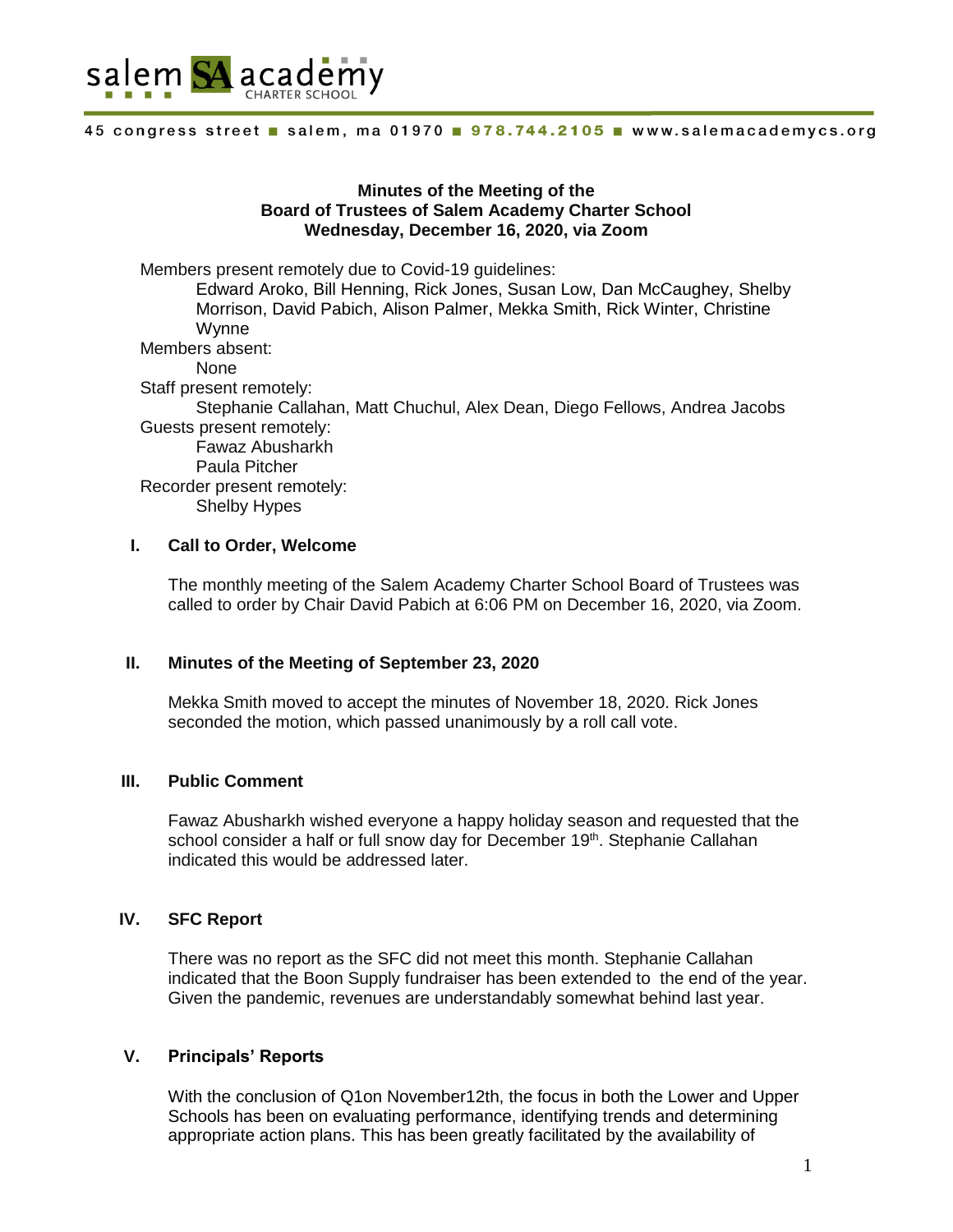salem SA academy CHARTER SCHOOL

45 congress street ■ salem, ma 01970 ■ 978.744.2105 ■ www.salemacademycs.org

**Minutes of the Meeting of the**
**Board of Trustees of Salem Academy Charter School**
**Wednesday, December 16, 2020, via Zoom**

Members present remotely due to Covid-19 guidelines:
  Edward Aroko, Bill Henning, Rick Jones, Susan Low, Dan McCaughey, Shelby Morrison, David Pabich, Alison Palmer, Mekka Smith, Rick Winter, Christine Wynne

Members absent:
  None

Staff present remotely:
  Stephanie Callahan, Matt Chuchul, Alex Dean, Diego Fellows, Andrea Jacobs

Guests present remotely:
  Fawaz Abusharkh
  Paula Pitcher

Recorder present remotely:
  Shelby Hypes

## I. Call to Order, Welcome

The monthly meeting of the Salem Academy Charter School Board of Trustees was called to order by Chair David Pabich at 6:06 PM on December 16, 2020, via Zoom.

## II. Minutes of the Meeting of September 23, 2020

Mekka Smith moved to accept the minutes of November 18, 2020. Rick Jones seconded the motion, which passed unanimously by a roll call vote.

## III. Public Comment

Fawaz Abusharkh wished everyone a happy holiday season and requested that the school consider a half or full snow day for December 19th. Stephanie Callahan indicated this would be addressed later.

## IV. SFC Report

There was no report as the SFC did not meet this month. Stephanie Callahan indicated that the Boon Supply fundraiser has been extended to the end of the year. Given the pandemic, revenues are understandably somewhat behind last year.

## V. Principals' Reports

With the conclusion of Q1on November12th, the focus in both the Lower and Upper Schools has been on evaluating performance, identifying trends and determining appropriate action plans. This has been greatly facilitated by the availability of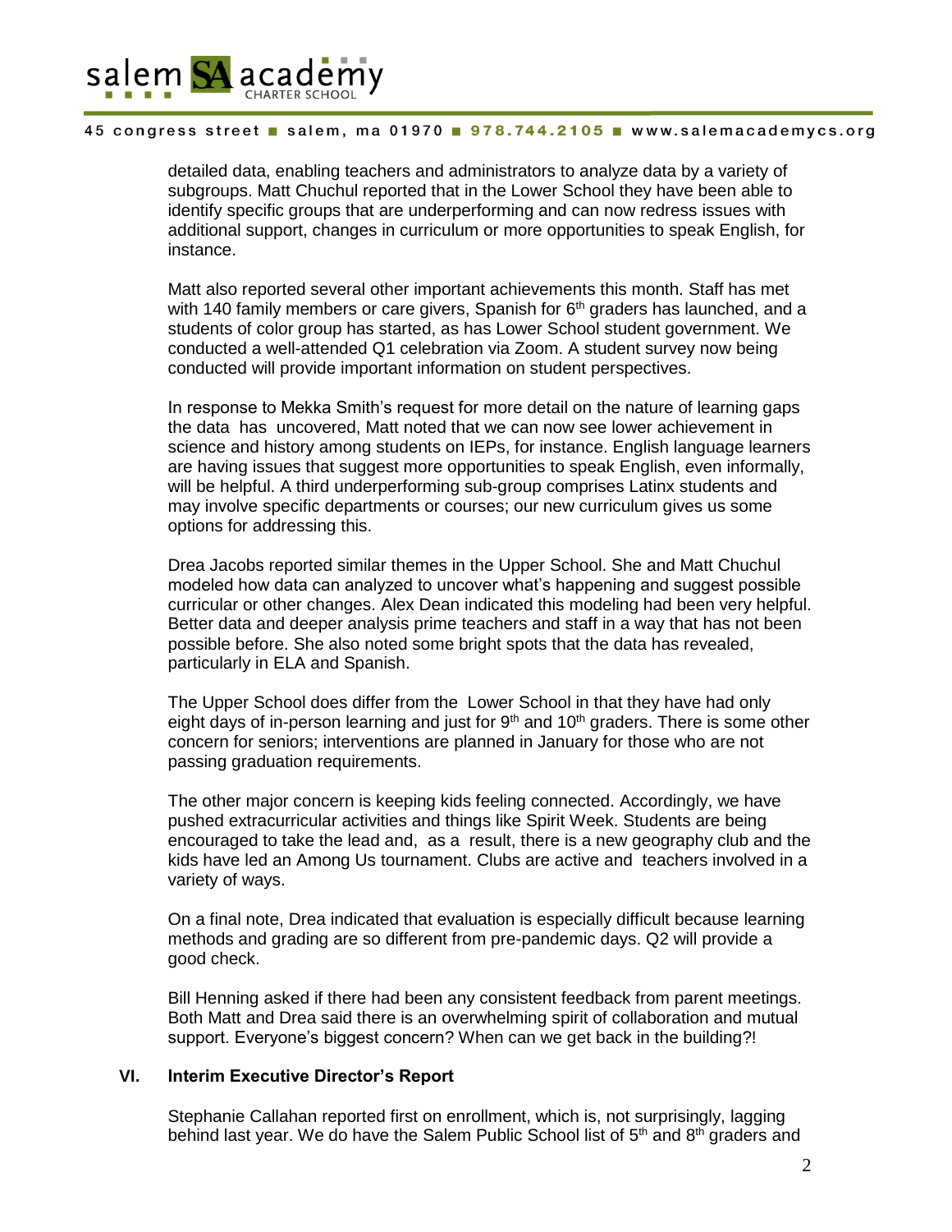detailed data, enabling teachers and administrators to analyze data by a variety of subgroups. Matt Chuchul reported that in the Lower School they have been able to identify specific groups that are underperforming and can now redress issues with additional support, changes in curriculum or more opportunities to speak English, for instance.

Matt also reported several other important achievements this month. Staff has met with 140 family members or care givers, Spanish for 6th graders has launched, and a students of color group has started, as has Lower School student government. We conducted a well-attended Q1 celebration via Zoom. A student survey now being conducted will provide important information on student perspectives.

In response to Mekka Smith's request for more detail on the nature of learning gaps the data has uncovered, Matt noted that we can now see lower achievement in science and history among students on IEPs, for instance. English language learners are having issues that suggest more opportunities to speak English, even informally, will be helpful. A third underperforming sub-group comprises Latinx students and may involve specific departments or courses; our new curriculum gives us some options for addressing this.

Drea Jacobs reported similar themes in the Upper School. She and Matt Chuchul modeled how data can analyzed to uncover what's happening and suggest possible curricular or other changes. Alex Dean indicated this modeling had been very helpful. Better data and deeper analysis prime teachers and staff in a way that has not been possible before. She also noted some bright spots that the data has revealed, particularly in ELA and Spanish.

The Upper School does differ from the Lower School in that they have had only eight days of in-person learning and just for 9th and 10th graders. There is some other concern for seniors; interventions are planned in January for those who are not passing graduation requirements.

The other major concern is keeping kids feeling connected. Accordingly, we have pushed extracurricular activities and things like Spirit Week. Students are being encouraged to take the lead and, as a result, there is a new geography club and the kids have led an Among Us tournament. Clubs are active and teachers involved in a variety of ways.

On a final note, Drea indicated that evaluation is especially difficult because learning methods and grading are so different from pre-pandemic days. Q2 will provide a good check.

Bill Henning asked if there had been any consistent feedback from parent meetings. Both Matt and Drea said there is an overwhelming spirit of collaboration and mutual support. Everyone's biggest concern? When can we get back in the building?!

### VI. Interim Executive Director's Report

Stephanie Callahan reported first on enrollment, which is, not surprisingly, lagging behind last year. We do have the Salem Public School list of 5th and 8th graders and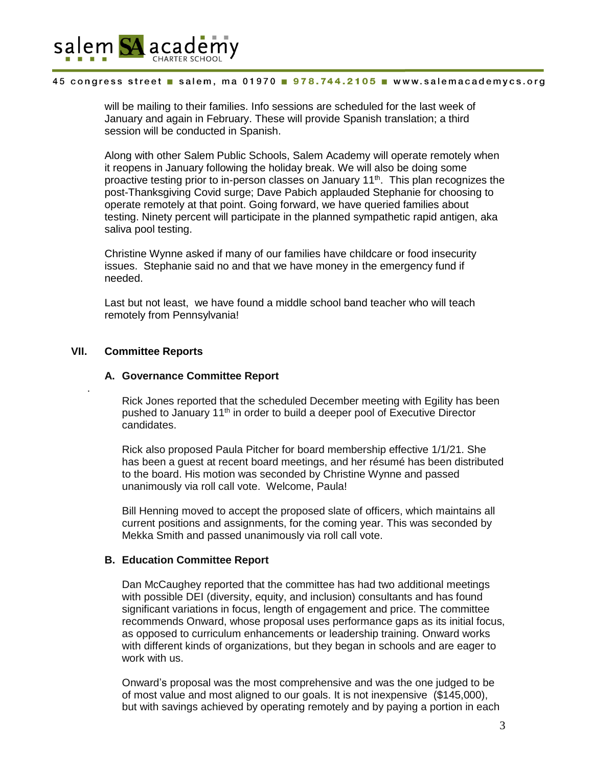will be mailing to their families. Info sessions are scheduled for the last week of January and again in February. These will provide Spanish translation; a third session will be conducted in Spanish.

Along with other Salem Public Schools, Salem Academy will operate remotely when it reopens in January following the holiday break. We will also be doing some proactive testing prior to in-person classes on January 11th. This plan recognizes the post-Thanksgiving Covid surge; Dave Pabich applauded Stephanie for choosing to operate remotely at that point. Going forward, we have queried families about testing. Ninety percent will participate in the planned sympathetic rapid antigen, aka saliva pool testing.

Christine Wynne asked if many of our families have childcare or food insecurity issues. Stephanie said no and that we have money in the emergency fund if needed.

Last but not least, we have found a middle school band teacher who will teach remotely from Pennsylvania!

## VII. Committee Reports

### A. Governance Committee Report

Rick Jones reported that the scheduled December meeting with Egility has been pushed to January 11th in order to build a deeper pool of Executive Director candidates.

Rick also proposed Paula Pitcher for board membership effective 1/1/21. She has been a guest at recent board meetings, and her résumé has been distributed to the board. His motion was seconded by Christine Wynne and passed unanimously via roll call vote. Welcome, Paula!

Bill Henning moved to accept the proposed slate of officers, which maintains all current positions and assignments, for the coming year. This was seconded by Mekka Smith and passed unanimously via roll call vote.

### B. Education Committee Report

Dan McCaughey reported that the committee has had two additional meetings with possible DEI (diversity, equity, and inclusion) consultants and has found significant variations in focus, length of engagement and price. The committee recommends Onward, whose proposal uses performance gaps as its initial focus, as opposed to curriculum enhancements or leadership training. Onward works with different kinds of organizations, but they began in schools and are eager to work with us.

Onward's proposal was the most comprehensive and was the one judged to be of most value and most aligned to our goals. It is not inexpensive ($145,000), but with savings achieved by operating remotely and by paying a portion in each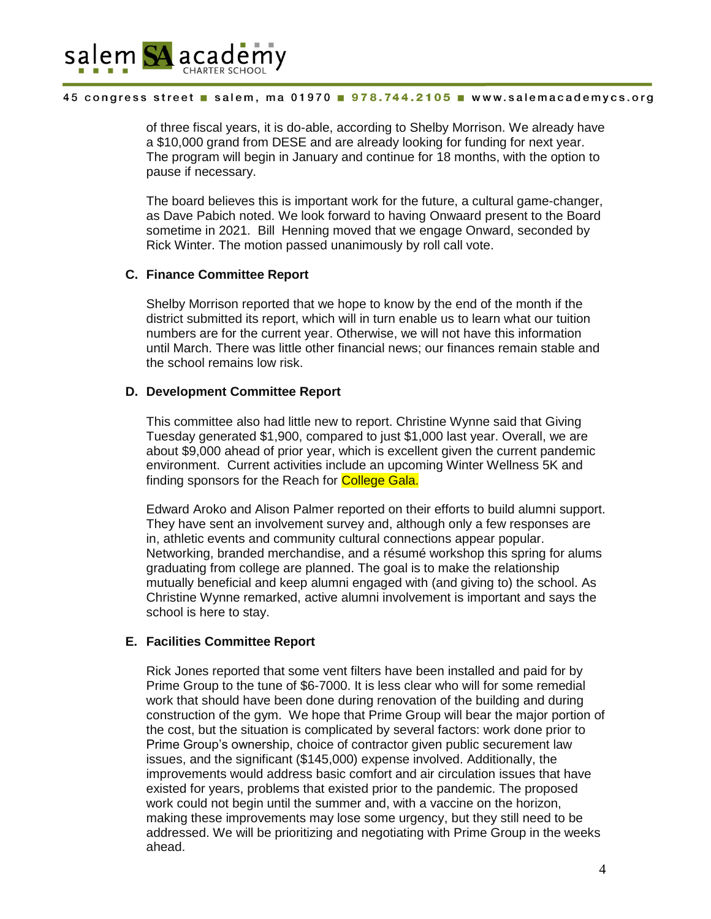of three fiscal years, it is do-able, according to Shelby Morrison. We already have a $10,000 grand from DESE and are already looking for funding for next year. The program will begin in January and continue for 18 months, with the option to pause if necessary.

The board believes this is important work for the future, a cultural game-changer, as Dave Pabich noted. We look forward to having Onwaard present to the Board sometime in 2021. Bill Henning moved that we engage Onward, seconded by Rick Winter. The motion passed unanimously by roll call vote.

### C. Finance Committee Report

Shelby Morrison reported that we hope to know by the end of the month if the district submitted its report, which will in turn enable us to learn what our tuition numbers are for the current year. Otherwise, we will not have this information until March. There was little other financial news; our finances remain stable and the school remains low risk.

### D. Development Committee Report

This committee also had little new to report. Christine Wynne said that Giving Tuesday generated $1,900, compared to just $1,000 last year. Overall, we are about $9,000 ahead of prior year, which is excellent given the current pandemic environment. Current activities include an upcoming Winter Wellness 5K and finding sponsors for the Reach for College Gala.

Edward Aroko and Alison Palmer reported on their efforts to build alumni support. They have sent an involvement survey and, although only a few responses are in, athletic events and community cultural connections appear popular. Networking, branded merchandise, and a résumé workshop this spring for alums graduating from college are planned. The goal is to make the relationship mutually beneficial and keep alumni engaged with (and giving to) the school. As Christine Wynne remarked, active alumni involvement is important and says the school is here to stay.

### E. Facilities Committee Report

Rick Jones reported that some vent filters have been installed and paid for by Prime Group to the tune of $6-7000. It is less clear who will for some remedial work that should have been done during renovation of the building and during construction of the gym. We hope that Prime Group will bear the major portion of the cost, but the situation is complicated by several factors: work done prior to Prime Group's ownership, choice of contractor given public securement law issues, and the significant ($145,000) expense involved. Additionally, the improvements would address basic comfort and air circulation issues that have existed for years, problems that existed prior to the pandemic. The proposed work could not begin until the summer and, with a vaccine on the horizon, making these improvements may lose some urgency, but they still need to be addressed. We will be prioritizing and negotiating with Prime Group in the weeks ahead.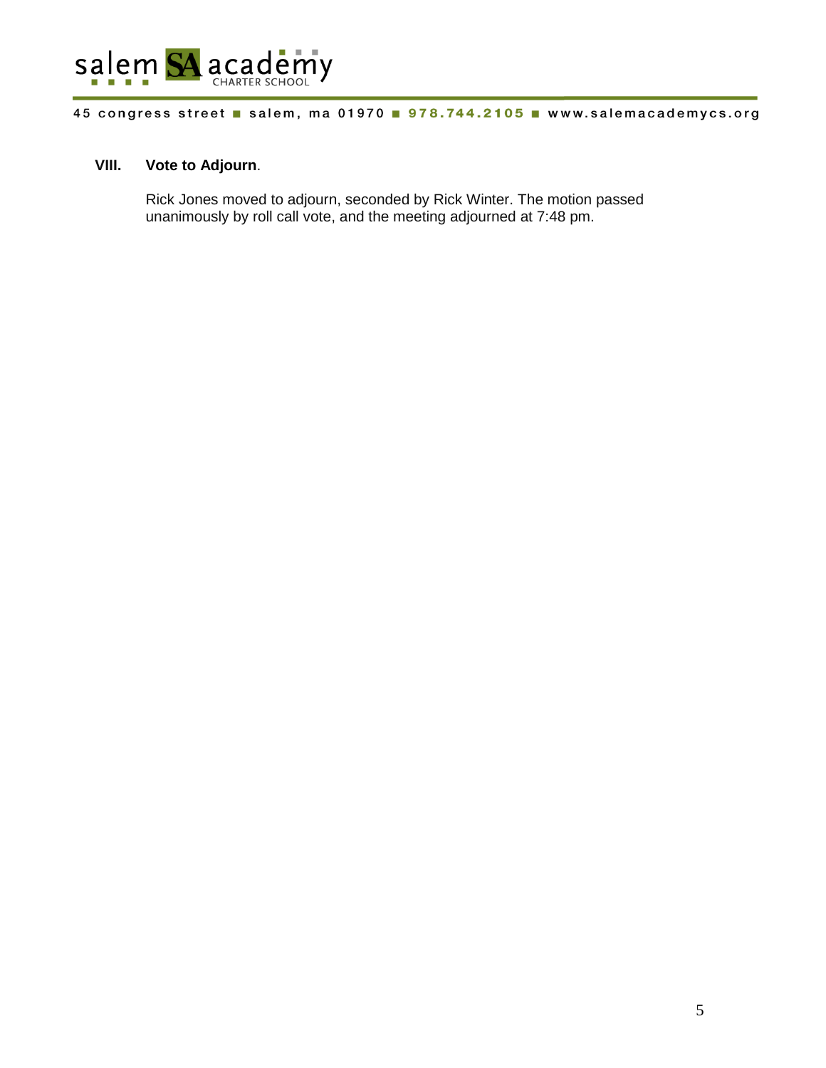## VIII. Vote to Adjourn.

Rick Jones moved to adjourn, seconded by Rick Winter. The motion passed unanimously by roll call vote, and the meeting adjourned at 7:48 pm.